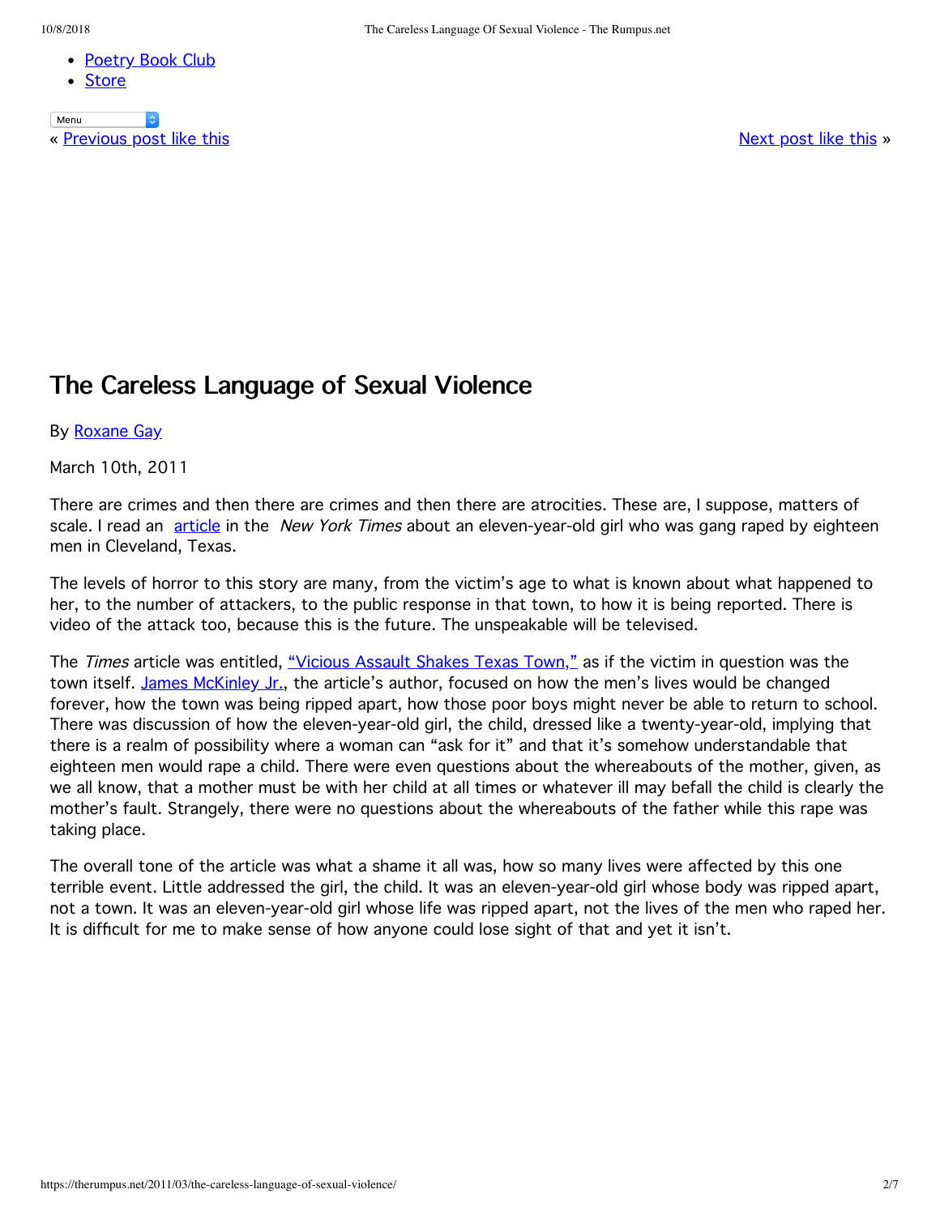- Poetry Book Club
- Store

Menu

« Previous post like this Next post like this »

# The Careless Language of Sexual Violence

By Roxane Gay

March 10th, 2011

There are crimes and then there are crimes and then there are atrocities. These are, I suppose, matters of scale. I read an article in the *New York Times* about an eleven-year-old girl who was gang raped by eighteen men in Cleveland, Texas.

The levels of horror to this story are many, from the victim's age to what is known about what happened to her, to the number of attackers, to the public response in that town, to how it is being reported. There is video of the attack too, because this is the future. The unspeakable will be televised.

The *Times* article was entitled, "Vicious Assault Shakes Texas Town," as if the victim in question was the town itself. James McKinley Jr., the article's author, focused on how the men's lives would be changed forever, how the town was being ripped apart, how those poor boys might never be able to return to school. There was discussion of how the eleven-year-old girl, the child, dressed like a twenty-year-old, implying that there is a realm of possibility where a woman can "ask for it" and that it's somehow understandable that eighteen men would rape a child. There were even questions about the whereabouts of the mother, given, as we all know, that a mother must be with her child at all times or whatever ill may befall the child is clearly the mother's fault. Strangely, there were no questions about the whereabouts of the father while this rape was taking place.

The overall tone of the article was what a shame it all was, how so many lives were affected by this one terrible event. Little addressed the girl, the child. It was an eleven-year-old girl whose body was ripped apart, not a town. It was an eleven-year-old girl whose life was ripped apart, not the lives of the men who raped her. It is difficult for me to make sense of how anyone could lose sight of that and yet it isn't.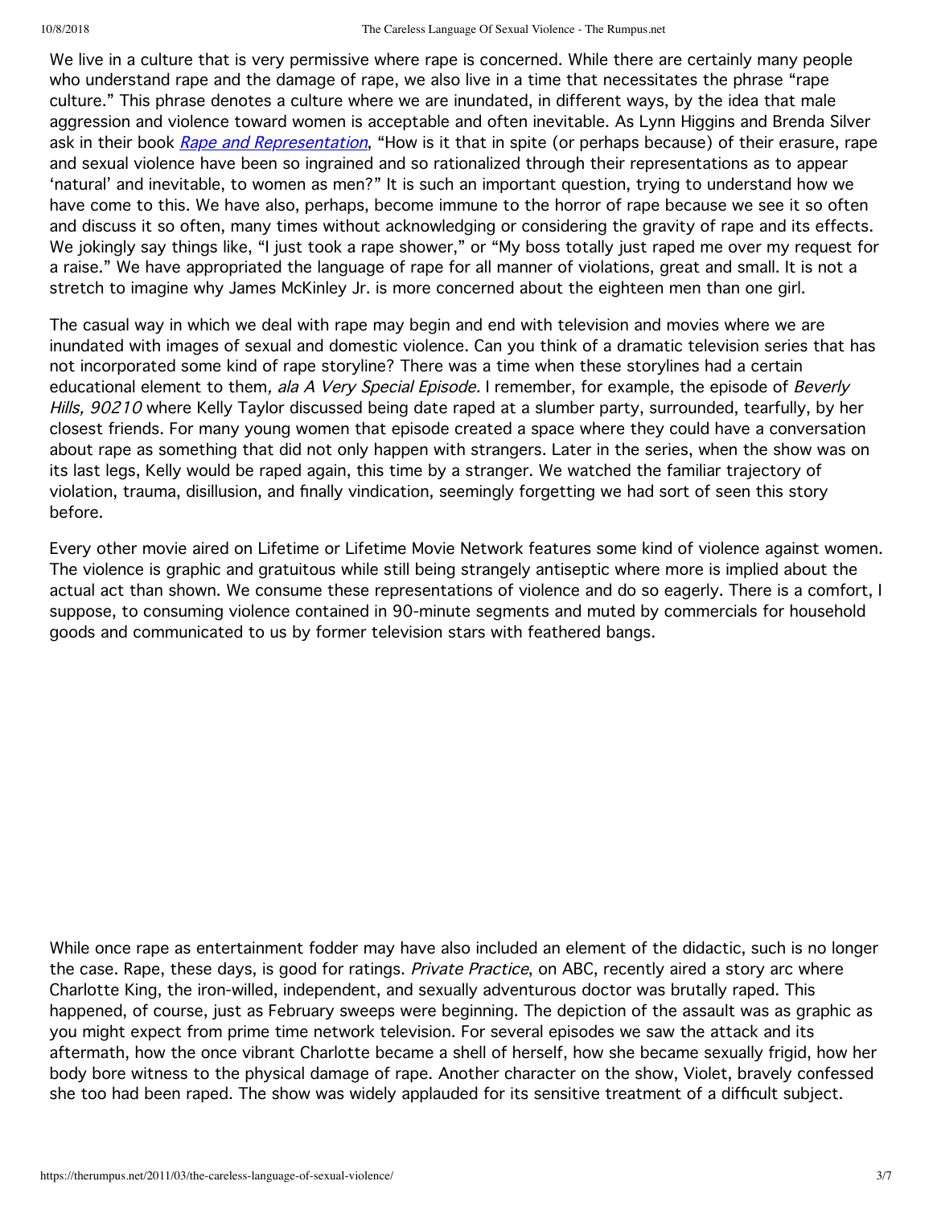We live in a culture that is very permissive where rape is concerned. While there are certainly many people who understand rape and the damage of rape, we also live in a time that necessitates the phrase "rape culture." This phrase denotes a culture where we are inundated, in different ways, by the idea that male aggression and violence toward women is acceptable and often inevitable. As Lynn Higgins and Brenda Silver ask in their book *Rape and Representation*, "How is it that in spite (or perhaps because) of their erasure, rape and sexual violence have been so ingrained and so rationalized through their representations as to appear 'natural' and inevitable, to women as men?" It is such an important question, trying to understand how we have come to this. We have also, perhaps, become immune to the horror of rape because we see it so often and discuss it so often, many times without acknowledging or considering the gravity of rape and its effects. We jokingly say things like, "I just took a rape shower," or "My boss totally just raped me over my request for a raise." We have appropriated the language of rape for all manner of violations, great and small. It is not a stretch to imagine why James McKinley Jr. is more concerned about the eighteen men than one girl.

The casual way in which we deal with rape may begin and end with television and movies where we are inundated with images of sexual and domestic violence. Can you think of a dramatic television series that has not incorporated some kind of rape storyline? There was a time when these storylines had a certain educational element to them*, ala A Very Special Episode.* I remember, for example, the episode of *Beverly Hills, 90210* where Kelly Taylor discussed being date raped at a slumber party, surrounded, tearfully, by her closest friends. For many young women that episode created a space where they could have a conversation about rape as something that did not only happen with strangers. Later in the series, when the show was on its last legs, Kelly would be raped again, this time by a stranger. We watched the familiar trajectory of violation, trauma, disillusion, and finally vindication, seemingly forgetting we had sort of seen this story before.

Every other movie aired on Lifetime or Lifetime Movie Network features some kind of violence against women. The violence is graphic and gratuitous while still being strangely antiseptic where more is implied about the actual act than shown. We consume these representations of violence and do so eagerly. There is a comfort, I suppose, to consuming violence contained in 90-minute segments and muted by commercials for household goods and communicated to us by former television stars with feathered bangs.

While once rape as entertainment fodder may have also included an element of the didactic, such is no longer the case. Rape, these days, is good for ratings. *Private Practice*, on ABC, recently aired a story arc where Charlotte King, the iron-willed, independent, and sexually adventurous doctor was brutally raped. This happened, of course, just as February sweeps were beginning. The depiction of the assault was as graphic as you might expect from prime time network television. For several episodes we saw the attack and its aftermath, how the once vibrant Charlotte became a shell of herself, how she became sexually frigid, how her body bore witness to the physical damage of rape. Another character on the show, Violet, bravely confessed she too had been raped. The show was widely applauded for its sensitive treatment of a difficult subject.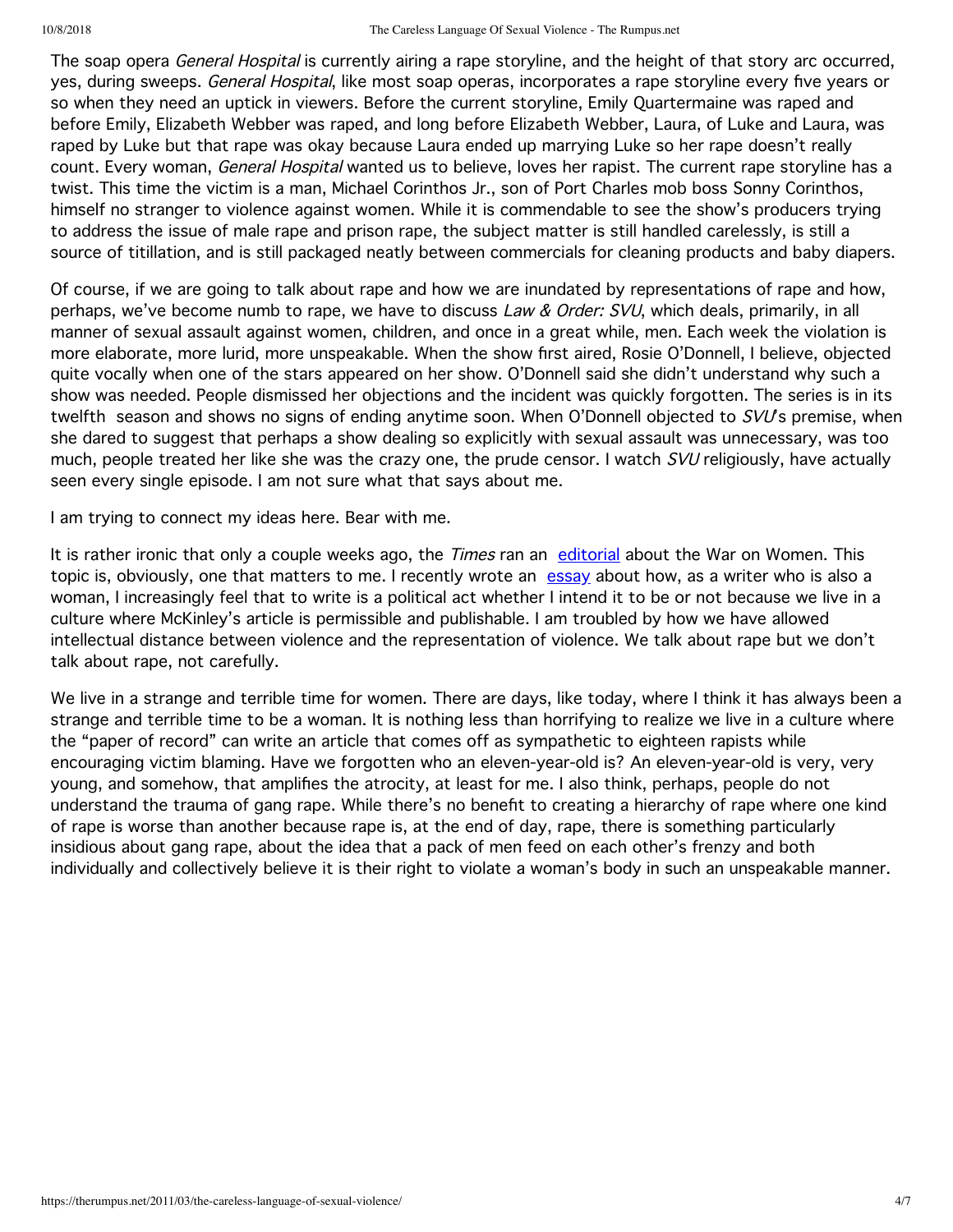The soap opera *General Hospital* is currently airing a rape storyline, and the height of that story arc occurred, yes, during sweeps. *General Hospital*, like most soap operas, incorporates a rape storyline every five years or so when they need an uptick in viewers. Before the current storyline, Emily Quartermaine was raped and before Emily, Elizabeth Webber was raped, and long before Elizabeth Webber, Laura, of Luke and Laura, was raped by Luke but that rape was okay because Laura ended up marrying Luke so her rape doesn't really count. Every woman, *General Hospital* wanted us to believe, loves her rapist. The current rape storyline has a twist. This time the victim is a man, Michael Corinthos Jr., son of Port Charles mob boss Sonny Corinthos, himself no stranger to violence against women. While it is commendable to see the show's producers trying to address the issue of male rape and prison rape, the subject matter is still handled carelessly, is still a source of titillation, and is still packaged neatly between commercials for cleaning products and baby diapers.

Of course, if we are going to talk about rape and how we are inundated by representations of rape and how, perhaps, we've become numb to rape, we have to discuss *Law & Order: SVU*, which deals, primarily, in all manner of sexual assault against women, children, and once in a great while, men. Each week the violation is more elaborate, more lurid, more unspeakable. When the show first aired, Rosie O'Donnell, I believe, objected quite vocally when one of the stars appeared on her show. O'Donnell said she didn't understand why such a show was needed. People dismissed her objections and the incident was quickly forgotten. The series is in its twelfth season and shows no signs of ending anytime soon. When O'Donnell objected to *SVU*'s premise, when she dared to suggest that perhaps a show dealing so explicitly with sexual assault was unnecessary, was too much, people treated her like she was the crazy one, the prude censor. I watch *SVU* religiously, have actually seen every single episode. I am not sure what that says about me.

I am trying to connect my ideas here. Bear with me.

It is rather ironic that only a couple weeks ago, the *Times* ran an [editorial] about the War on Women. This topic is, obviously, one that matters to me. I recently wrote an [essay] about how, as a writer who is also a woman, I increasingly feel that to write is a political act whether I intend it to be or not because we live in a culture where McKinley's article is permissible and publishable. I am troubled by how we have allowed intellectual distance between violence and the representation of violence. We talk about rape but we don't talk about rape, not carefully.

We live in a strange and terrible time for women. There are days, like today, where I think it has always been a strange and terrible time to be a woman. It is nothing less than horrifying to realize we live in a culture where the "paper of record" can write an article that comes off as sympathetic to eighteen rapists while encouraging victim blaming. Have we forgotten who an eleven-year-old is? An eleven-year-old is very, very young, and somehow, that amplifies the atrocity, at least for me. I also think, perhaps, people do not understand the trauma of gang rape. While there's no benefit to creating a hierarchy of rape where one kind of rape is worse than another because rape is, at the end of day, rape, there is something particularly insidious about gang rape, about the idea that a pack of men feed on each other's frenzy and both individually and collectively believe it is their right to violate a woman's body in such an unspeakable manner.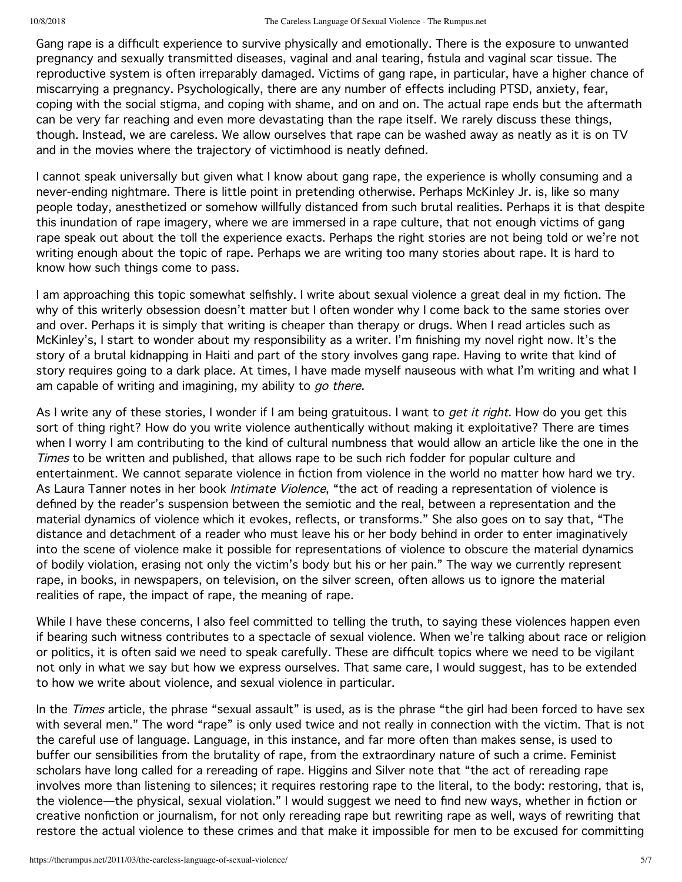Gang rape is a difficult experience to survive physically and emotionally. There is the exposure to unwanted pregnancy and sexually transmitted diseases, vaginal and anal tearing, fistula and vaginal scar tissue. The reproductive system is often irreparably damaged. Victims of gang rape, in particular, have a higher chance of miscarrying a pregnancy. Psychologically, there are any number of effects including PTSD, anxiety, fear, coping with the social stigma, and coping with shame, and on and on. The actual rape ends but the aftermath can be very far reaching and even more devastating than the rape itself. We rarely discuss these things, though. Instead, we are careless. We allow ourselves that rape can be washed away as neatly as it is on TV and in the movies where the trajectory of victimhood is neatly defined.

I cannot speak universally but given what I know about gang rape, the experience is wholly consuming and a never-ending nightmare. There is little point in pretending otherwise. Perhaps McKinley Jr. is, like so many people today, anesthetized or somehow willfully distanced from such brutal realities. Perhaps it is that despite this inundation of rape imagery, where we are immersed in a rape culture, that not enough victims of gang rape speak out about the toll the experience exacts. Perhaps the right stories are not being told or we're not writing enough about the topic of rape. Perhaps we are writing too many stories about rape. It is hard to know how such things come to pass.

I am approaching this topic somewhat selfishly. I write about sexual violence a great deal in my fiction. The why of this writerly obsession doesn't matter but I often wonder why I come back to the same stories over and over. Perhaps it is simply that writing is cheaper than therapy or drugs. When I read articles such as McKinley's, I start to wonder about my responsibility as a writer. I'm finishing my novel right now. It's the story of a brutal kidnapping in Haiti and part of the story involves gang rape. Having to write that kind of story requires going to a dark place. At times, I have made myself nauseous with what I'm writing and what I am capable of writing and imagining, my ability to *go there*.

As I write any of these stories, I wonder if I am being gratuitous. I want to *get it right*. How do you get this sort of thing right? How do you write violence authentically without making it exploitative? There are times when I worry I am contributing to the kind of cultural numbness that would allow an article like the one in the *Times* to be written and published, that allows rape to be such rich fodder for popular culture and entertainment. We cannot separate violence in fiction from violence in the world no matter how hard we try. As Laura Tanner notes in her book *Intimate Violence*, "the act of reading a representation of violence is defined by the reader's suspension between the semiotic and the real, between a representation and the material dynamics of violence which it evokes, reflects, or transforms." She also goes on to say that, "The distance and detachment of a reader who must leave his or her body behind in order to enter imaginatively into the scene of violence make it possible for representations of violence to obscure the material dynamics of bodily violation, erasing not only the victim's body but his or her pain." The way we currently represent rape, in books, in newspapers, on television, on the silver screen, often allows us to ignore the material realities of rape, the impact of rape, the meaning of rape.

While I have these concerns, I also feel committed to telling the truth, to saying these violences happen even if bearing such witness contributes to a spectacle of sexual violence. When we're talking about race or religion or politics, it is often said we need to speak carefully. These are difficult topics where we need to be vigilant not only in what we say but how we express ourselves. That same care, I would suggest, has to be extended to how we write about violence, and sexual violence in particular.

In the *Times* article, the phrase "sexual assault" is used, as is the phrase "the girl had been forced to have sex with several men." The word "rape" is only used twice and not really in connection with the victim. That is not the careful use of language. Language, in this instance, and far more often than makes sense, is used to buffer our sensibilities from the brutality of rape, from the extraordinary nature of such a crime. Feminist scholars have long called for a rereading of rape. Higgins and Silver note that "the act of rereading rape involves more than listening to silences; it requires restoring rape to the literal, to the body: restoring, that is, the violence—the physical, sexual violation." I would suggest we need to find new ways, whether in fiction or creative nonfiction or journalism, for not only rereading rape but rewriting rape as well, ways of rewriting that restore the actual violence to these crimes and that make it impossible for men to be excused for committing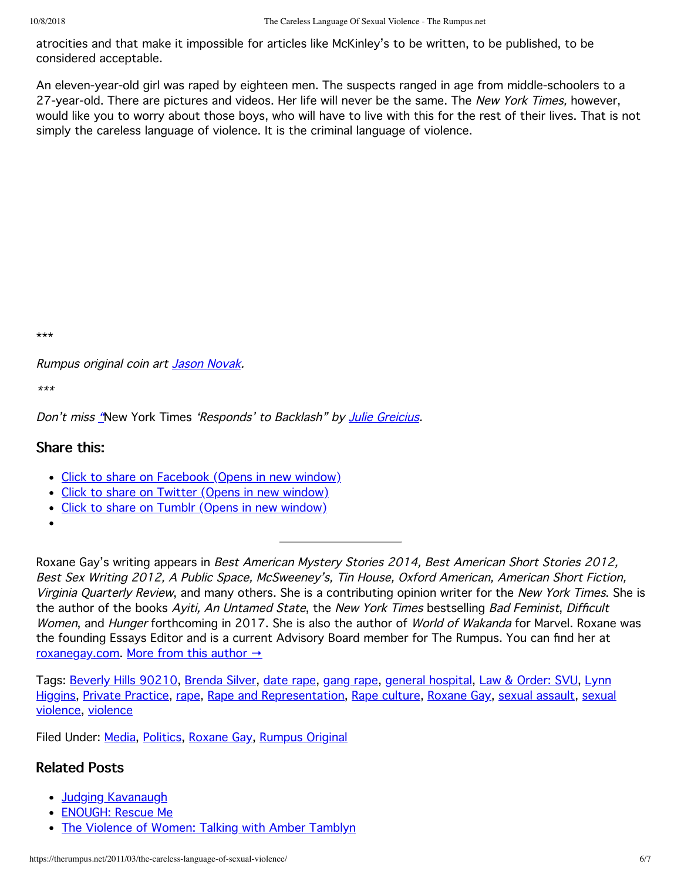atrocities and that make it impossible for articles like McKinley's to be written, to be published, to be considered acceptable.

An eleven-year-old girl was raped by eighteen men. The suspects ranged in age from middle-schoolers to a 27-year-old. There are pictures and videos. Her life will never be the same. The *New York Times,* however, would like you to worry about those boys, who will have to live with this for the rest of their lives. That is not simply the careless language of violence. It is the criminal language of violence.

\*\*\*

*Rumpus original coin art [Jason Novak](#).*

\*\*\*

*Don't miss "*New York Times *'Responds' to Backlash" by [Julie Greicius](#).*

## Share this:

- [Click to share on Facebook (Opens in new window)](#)
- [Click to share on Twitter (Opens in new window)](#)
- [Click to share on Tumblr (Opens in new window)](#)
- 

---

Roxane Gay's writing appears in *Best American Mystery Stories 2014, Best American Short Stories 2012, Best Sex Writing 2012, A Public Space, McSweeney's, Tin House, Oxford American, American Short Fiction, Virginia Quarterly Review*, and many others. She is a contributing opinion writer for the *New York Times*. She is the author of the books *Ayiti, An Untamed State*, the *New York Times* bestselling *Bad Feminist*, *Difficult Women*, and *Hunger* forthcoming in 2017. She is also the author of *World of Wakanda* for Marvel. Roxane was the founding Essays Editor and is a current Advisory Board member for The Rumpus. You can find her at [roxanegay.com](#). [More from this author →](#)

Tags: [Beverly Hills 90210](#), [Brenda Silver](#), [date rape](#), [gang rape](#), [general hospital](#), [Law & Order: SVU](#), [Lynn Higgins](#), [Private Practice](#), [rape](#), [Rape and Representation](#), [Rape culture](#), [Roxane Gay](#), [sexual assault](#), [sexual violence](#), [violence](#)

Filed Under: [Media](#), [Politics](#), [Roxane Gay](#), [Rumpus Original](#)

## Related Posts

- [Judging Kavanaugh](#)
- [ENOUGH: Rescue Me](#)
- [The Violence of Women: Talking with Amber Tamblyn](#)